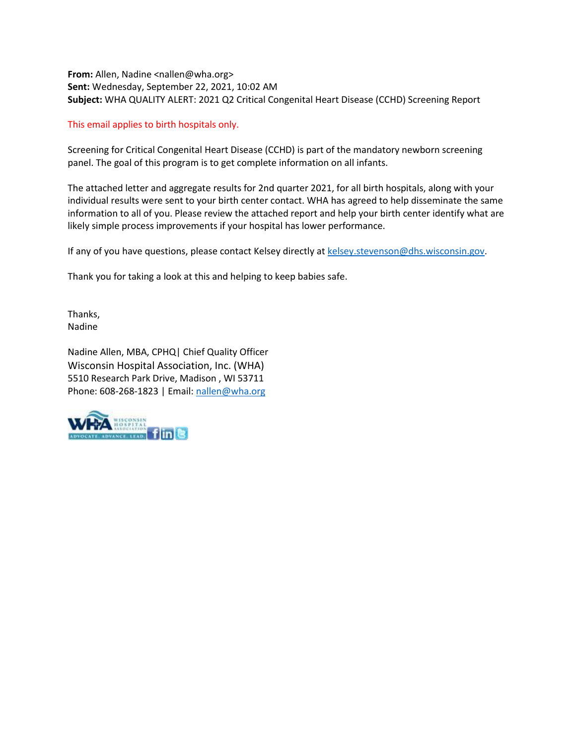**From:** Allen, Nadine <nallen@wha.org>
**Sent:** Wednesday, September 22, 2021, 10:02 AM
**Subject:** WHA QUALITY ALERT: 2021 Q2 Critical Congenital Heart Disease (CCHD) Screening Report

This email applies to birth hospitals only.

Screening for Critical Congenital Heart Disease (CCHD) is part of the mandatory newborn screening panel. The goal of this program is to get complete information on all infants.

The attached letter and aggregate results for 2nd quarter 2021, for all birth hospitals, along with your individual results were sent to your birth center contact. WHA has agreed to help disseminate the same information to all of you. Please review the attached report and help your birth center identify what are likely simple process improvements if your hospital has lower performance.

If any of you have questions, please contact Kelsey directly at kelsey.stevenson@dhs.wisconsin.gov.

Thank you for taking a look at this and helping to keep babies safe.

Thanks,
Nadine

Nadine Allen, MBA, CPHQ| Chief Quality Officer
Wisconsin Hospital Association, Inc. (WHA)
5510 Research Park Drive, Madison , WI 53711
Phone: 608-268-1823 | Email: nallen@wha.org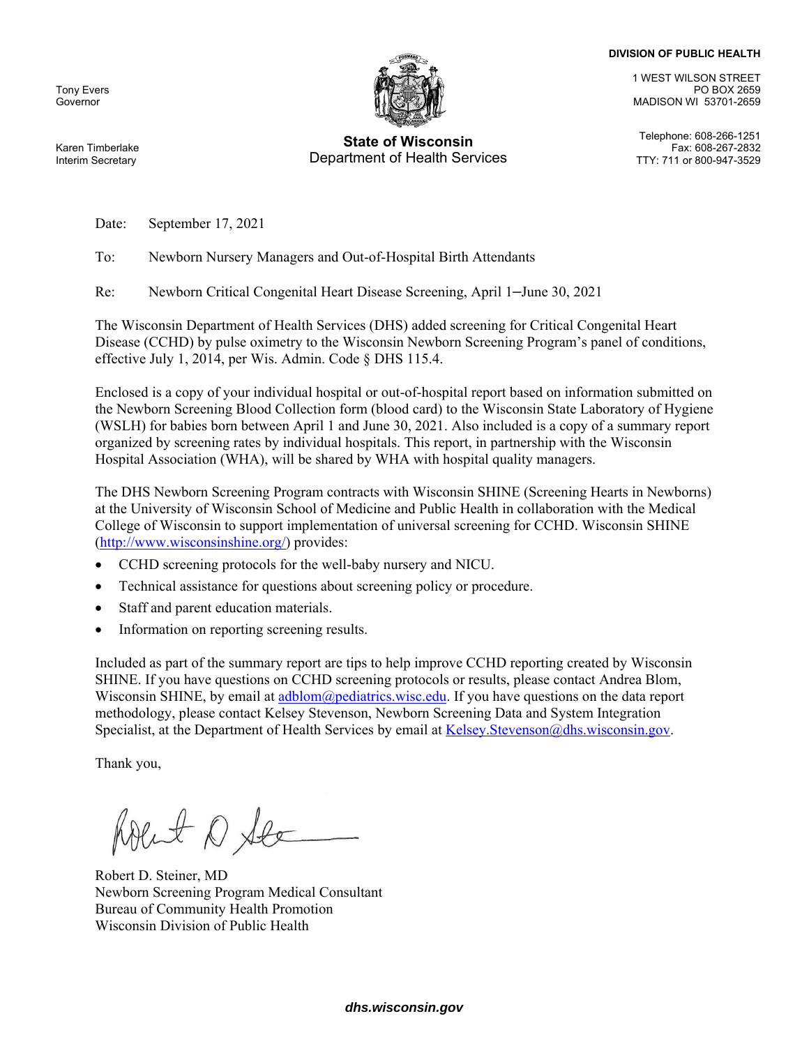Tony Evers
Governor

Karen Timberlake
Interim Secretary

**State of Wisconsin**
Department of Health Services

**DIVISION OF PUBLIC HEALTH**

1 WEST WILSON STREET
PO BOX 2659
MADISON WI 53701-2659

Telephone: 608-266-1251
Fax: 608-267-2832
TTY: 711 or 800-947-3529

Date: September 17, 2021

To: Newborn Nursery Managers and Out-of-Hospital Birth Attendants

Re: Newborn Critical Congenital Heart Disease Screening, April 1–June 30, 2021

The Wisconsin Department of Health Services (DHS) added screening for Critical Congenital Heart Disease (CCHD) by pulse oximetry to the Wisconsin Newborn Screening Program's panel of conditions, effective July 1, 2014, per Wis. Admin. Code § DHS 115.4.

Enclosed is a copy of your individual hospital or out-of-hospital report based on information submitted on the Newborn Screening Blood Collection form (blood card) to the Wisconsin State Laboratory of Hygiene (WSLH) for babies born between April 1 and June 30, 2021. Also included is a copy of a summary report organized by screening rates by individual hospitals. This report, in partnership with the Wisconsin Hospital Association (WHA), will be shared by WHA with hospital quality managers.

The DHS Newborn Screening Program contracts with Wisconsin SHINE (Screening Hearts in Newborns) at the University of Wisconsin School of Medicine and Public Health in collaboration with the Medical College of Wisconsin to support implementation of universal screening for CCHD. Wisconsin SHINE (http://www.wisconsinshine.org/) provides:

- CCHD screening protocols for the well-baby nursery and NICU.
- Technical assistance for questions about screening policy or procedure.
- Staff and parent education materials.
- Information on reporting screening results.

Included as part of the summary report are tips to help improve CCHD reporting created by Wisconsin SHINE. If you have questions on CCHD screening protocols or results, please contact Andrea Blom, Wisconsin SHINE, by email at adblom@pediatrics.wisc.edu. If you have questions on the data report methodology, please contact Kelsey Stevenson, Newborn Screening Data and System Integration Specialist, at the Department of Health Services by email at Kelsey.Stevenson@dhs.wisconsin.gov.

Thank you,

Robert D. Steiner, MD
Newborn Screening Program Medical Consultant
Bureau of Community Health Promotion
Wisconsin Division of Public Health

*dhs.wisconsin.gov*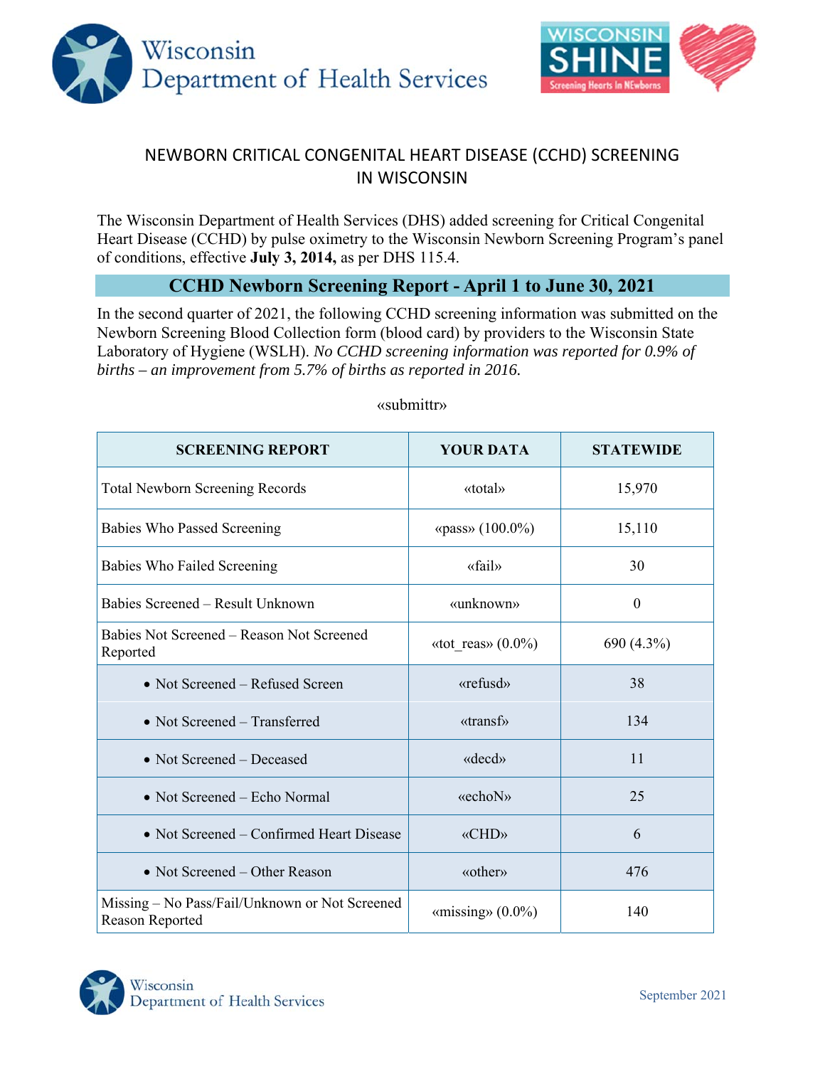# NEWBORN CRITICAL CONGENITAL HEART DISEASE (CCHD) SCREENING IN WISCONSIN

The Wisconsin Department of Health Services (DHS) added screening for Critical Congenital Heart Disease (CCHD) by pulse oximetry to the Wisconsin Newborn Screening Program's panel of conditions, effective **July 3, 2014,** as per DHS 115.4.

## CCHD Newborn Screening Report - April 1 to June 30, 2021

In the second quarter of 2021, the following CCHD screening information was submitted on the Newborn Screening Blood Collection form (blood card) by providers to the Wisconsin State Laboratory of Hygiene (WSLH). *No CCHD screening information was reported for 0.9% of births – an improvement from 5.7% of births as reported in 2016.*

«submittr»

| SCREENING REPORT | YOUR DATA | STATEWIDE |
|---|---|---|
| Total Newborn Screening Records | «total» | 15,970 |
| Babies Who Passed Screening | «pass» (100.0%) | 15,110 |
| Babies Who Failed Screening | «fail» | 30 |
| Babies Screened – Result Unknown | «unknown» | 0 |
| Babies Not Screened – Reason Not Screened Reported | «tot_reas» (0.0%) | 690 (4.3%) |
| • Not Screened – Refused Screen | «refusd» | 38 |
| • Not Screened – Transferred | «transf» | 134 |
| • Not Screened – Deceased | «decd» | 11 |
| • Not Screened – Echo Normal | «echoN» | 25 |
| • Not Screened – Confirmed Heart Disease | «CHD» | 6 |
| • Not Screened – Other Reason | «other» | 476 |
| Missing – No Pass/Fail/Unknown or Not Screened Reason Reported | «missing» (0.0%) | 140 |

September 2021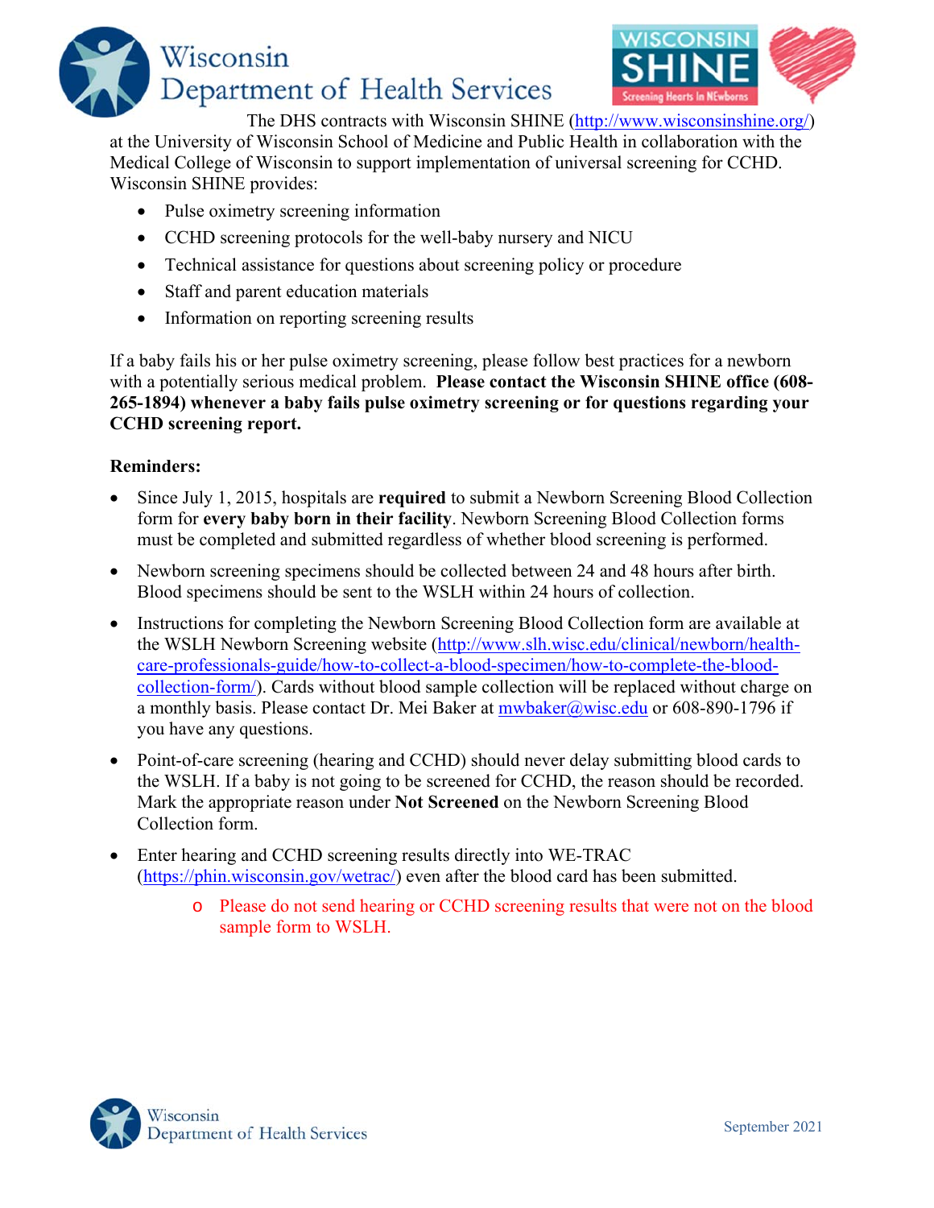The DHS contracts with Wisconsin SHINE (http://www.wisconsinshine.org/) at the University of Wisconsin School of Medicine and Public Health in collaboration with the Medical College of Wisconsin to support implementation of universal screening for CCHD. Wisconsin SHINE provides:

- Pulse oximetry screening information
- CCHD screening protocols for the well-baby nursery and NICU
- Technical assistance for questions about screening policy or procedure
- Staff and parent education materials
- Information on reporting screening results

If a baby fails his or her pulse oximetry screening, please follow best practices for a newborn with a potentially serious medical problem. **Please contact the Wisconsin SHINE office (608-265-1894) whenever a baby fails pulse oximetry screening or for questions regarding your CCHD screening report.**

**Reminders:**

- Since July 1, 2015, hospitals are **required** to submit a Newborn Screening Blood Collection form for **every baby born in their facility**. Newborn Screening Blood Collection forms must be completed and submitted regardless of whether blood screening is performed.
- Newborn screening specimens should be collected between 24 and 48 hours after birth. Blood specimens should be sent to the WSLH within 24 hours of collection.
- Instructions for completing the Newborn Screening Blood Collection form are available at the WSLH Newborn Screening website (http://www.slh.wisc.edu/clinical/newborn/health-care-professionals-guide/how-to-collect-a-blood-specimen/how-to-complete-the-blood-collection-form/). Cards without blood sample collection will be replaced without charge on a monthly basis. Please contact Dr. Mei Baker at mwbaker@wisc.edu or 608-890-1796 if you have any questions.
- Point-of-care screening (hearing and CCHD) should never delay submitting blood cards to the WSLH. If a baby is not going to be screened for CCHD, the reason should be recorded. Mark the appropriate reason under **Not Screened** on the Newborn Screening Blood Collection form.
- Enter hearing and CCHD screening results directly into WE-TRAC (https://phin.wisconsin.gov/wetrac/) even after the blood card has been submitted.
  - Please do not send hearing or CCHD screening results that were not on the blood sample form to WSLH.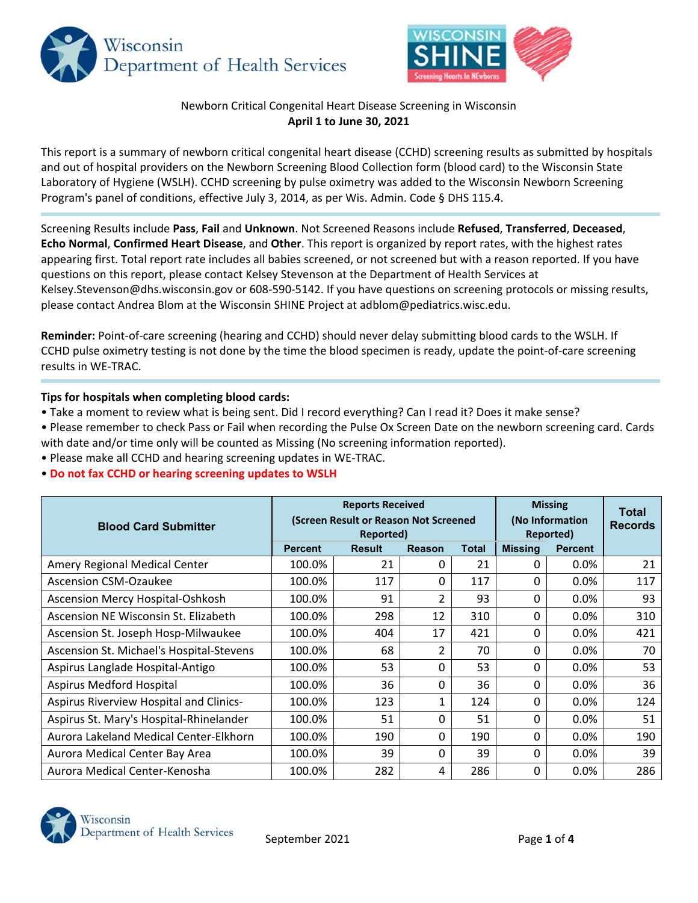Newborn Critical Congenital Heart Disease Screening in Wisconsin
**April 1 to June 30, 2021**

This report is a summary of newborn critical congenital heart disease (CCHD) screening results as submitted by hospitals and out of hospital providers on the Newborn Screening Blood Collection form (blood card) to the Wisconsin State Laboratory of Hygiene (WSLH). CCHD screening by pulse oximetry was added to the Wisconsin Newborn Screening Program's panel of conditions, effective July 3, 2014, as per Wis. Admin. Code § DHS 115.4.

---

Screening Results include **Pass**, **Fail** and **Unknown**. Not Screened Reasons include **Refused**, **Transferred**, **Deceased**, **Echo Normal**, **Confirmed Heart Disease**, and **Other**. This report is organized by report rates, with the highest rates appearing first. Total report rate includes all babies screened, or not screened but with a reason reported. If you have questions on this report, please contact Kelsey Stevenson at the Department of Health Services at Kelsey.Stevenson@dhs.wisconsin.gov or 608-590-5142. If you have questions on screening protocols or missing results, please contact Andrea Blom at the Wisconsin SHINE Project at adblom@pediatrics.wisc.edu.

**Reminder:** Point-of-care screening (hearing and CCHD) should never delay submitting blood cards to the WSLH. If CCHD pulse oximetry testing is not done by the time the blood specimen is ready, update the point-of-care screening results in WE-TRAC.

---

**Tips for hospitals when completing blood cards:**

- Take a moment to review what is being sent. Did I record everything? Can I read it? Does it make sense?
- Please remember to check Pass or Fail when recording the Pulse Ox Screen Date on the newborn screening card. Cards with date and/or time only will be counted as Missing (No screening information reported).
- Please make all CCHD and hearing screening updates in WE-TRAC.
- **Do not fax CCHD or hearing screening updates to WSLH**

| Blood Card Submitter | Reports Received (Screen Result or Reason Not Screened Reported) | | | | Missing (No Information Reported) | | Total Records |
|---|---|---|---|---|---|---|---|
| | Percent | Result | Reason | Total | Missing | Percent | |
| Amery Regional Medical Center | 100.0% | 21 | 0 | 21 | 0 | 0.0% | 21 |
| Ascension CSM-Ozaukee | 100.0% | 117 | 0 | 117 | 0 | 0.0% | 117 |
| Ascension Mercy Hospital-Oshkosh | 100.0% | 91 | 2 | 93 | 0 | 0.0% | 93 |
| Ascension NE Wisconsin St. Elizabeth | 100.0% | 298 | 12 | 310 | 0 | 0.0% | 310 |
| Ascension St. Joseph Hosp-Milwaukee | 100.0% | 404 | 17 | 421 | 0 | 0.0% | 421 |
| Ascension St. Michael's Hospital-Stevens | 100.0% | 68 | 2 | 70 | 0 | 0.0% | 70 |
| Aspirus Langlade Hospital-Antigo | 100.0% | 53 | 0 | 53 | 0 | 0.0% | 53 |
| Aspirus Medford Hospital | 100.0% | 36 | 0 | 36 | 0 | 0.0% | 36 |
| Aspirus Riverview Hospital and Clinics- | 100.0% | 123 | 1 | 124 | 0 | 0.0% | 124 |
| Aspirus St. Mary's Hospital-Rhinelander | 100.0% | 51 | 0 | 51 | 0 | 0.0% | 51 |
| Aurora Lakeland Medical Center-Elkhorn | 100.0% | 190 | 0 | 190 | 0 | 0.0% | 190 |
| Aurora Medical Center Bay Area | 100.0% | 39 | 0 | 39 | 0 | 0.0% | 39 |
| Aurora Medical Center-Kenosha | 100.0% | 282 | 4 | 286 | 0 | 0.0% | 286 |

September 2021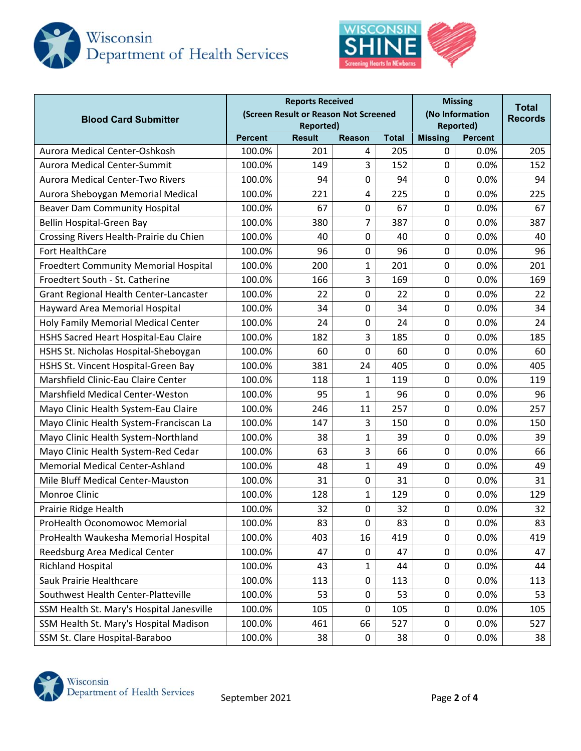| Blood Card Submitter | Reports Received (Screen Result or Reason Not Screened Reported) | | | | Missing (No Information Reported) | | Total Records |
|---|---|---|---|---|---|---|---|
| | Percent | Result | Reason | Total | Missing | Percent | |
| Aurora Medical Center-Oshkosh | 100.0% | 201 | 4 | 205 | 0 | 0.0% | 205 |
| Aurora Medical Center-Summit | 100.0% | 149 | 3 | 152 | 0 | 0.0% | 152 |
| Aurora Medical Center-Two Rivers | 100.0% | 94 | 0 | 94 | 0 | 0.0% | 94 |
| Aurora Sheboygan Memorial Medical | 100.0% | 221 | 4 | 225 | 0 | 0.0% | 225 |
| Beaver Dam Community Hospital | 100.0% | 67 | 0 | 67 | 0 | 0.0% | 67 |
| Bellin Hospital-Green Bay | 100.0% | 380 | 7 | 387 | 0 | 0.0% | 387 |
| Crossing Rivers Health-Prairie du Chien | 100.0% | 40 | 0 | 40 | 0 | 0.0% | 40 |
| Fort HealthCare | 100.0% | 96 | 0 | 96 | 0 | 0.0% | 96 |
| Froedtert Community Memorial Hospital | 100.0% | 200 | 1 | 201 | 0 | 0.0% | 201 |
| Froedtert South - St. Catherine | 100.0% | 166 | 3 | 169 | 0 | 0.0% | 169 |
| Grant Regional Health Center-Lancaster | 100.0% | 22 | 0 | 22 | 0 | 0.0% | 22 |
| Hayward Area Memorial Hospital | 100.0% | 34 | 0 | 34 | 0 | 0.0% | 34 |
| Holy Family Memorial Medical Center | 100.0% | 24 | 0 | 24 | 0 | 0.0% | 24 |
| HSHS Sacred Heart Hospital-Eau Claire | 100.0% | 182 | 3 | 185 | 0 | 0.0% | 185 |
| HSHS St. Nicholas Hospital-Sheboygan | 100.0% | 60 | 0 | 60 | 0 | 0.0% | 60 |
| HSHS St. Vincent Hospital-Green Bay | 100.0% | 381 | 24 | 405 | 0 | 0.0% | 405 |
| Marshfield Clinic-Eau Claire Center | 100.0% | 118 | 1 | 119 | 0 | 0.0% | 119 |
| Marshfield Medical Center-Weston | 100.0% | 95 | 1 | 96 | 0 | 0.0% | 96 |
| Mayo Clinic Health System-Eau Claire | 100.0% | 246 | 11 | 257 | 0 | 0.0% | 257 |
| Mayo Clinic Health System-Franciscan La | 100.0% | 147 | 3 | 150 | 0 | 0.0% | 150 |
| Mayo Clinic Health System-Northland | 100.0% | 38 | 1 | 39 | 0 | 0.0% | 39 |
| Mayo Clinic Health System-Red Cedar | 100.0% | 63 | 3 | 66 | 0 | 0.0% | 66 |
| Memorial Medical Center-Ashland | 100.0% | 48 | 1 | 49 | 0 | 0.0% | 49 |
| Mile Bluff Medical Center-Mauston | 100.0% | 31 | 0 | 31 | 0 | 0.0% | 31 |
| Monroe Clinic | 100.0% | 128 | 1 | 129 | 0 | 0.0% | 129 |
| Prairie Ridge Health | 100.0% | 32 | 0 | 32 | 0 | 0.0% | 32 |
| ProHealth Oconomowoc Memorial | 100.0% | 83 | 0 | 83 | 0 | 0.0% | 83 |
| ProHealth Waukesha Memorial Hospital | 100.0% | 403 | 16 | 419 | 0 | 0.0% | 419 |
| Reedsburg Area Medical Center | 100.0% | 47 | 0 | 47 | 0 | 0.0% | 47 |
| Richland Hospital | 100.0% | 43 | 1 | 44 | 0 | 0.0% | 44 |
| Sauk Prairie Healthcare | 100.0% | 113 | 0 | 113 | 0 | 0.0% | 113 |
| Southwest Health Center-Platteville | 100.0% | 53 | 0 | 53 | 0 | 0.0% | 53 |
| SSM Health St. Mary's Hospital Janesville | 100.0% | 105 | 0 | 105 | 0 | 0.0% | 105 |
| SSM Health St. Mary's Hospital Madison | 100.0% | 461 | 66 | 527 | 0 | 0.0% | 527 |
| SSM St. Clare Hospital-Baraboo | 100.0% | 38 | 0 | 38 | 0 | 0.0% | 38 |

September 2021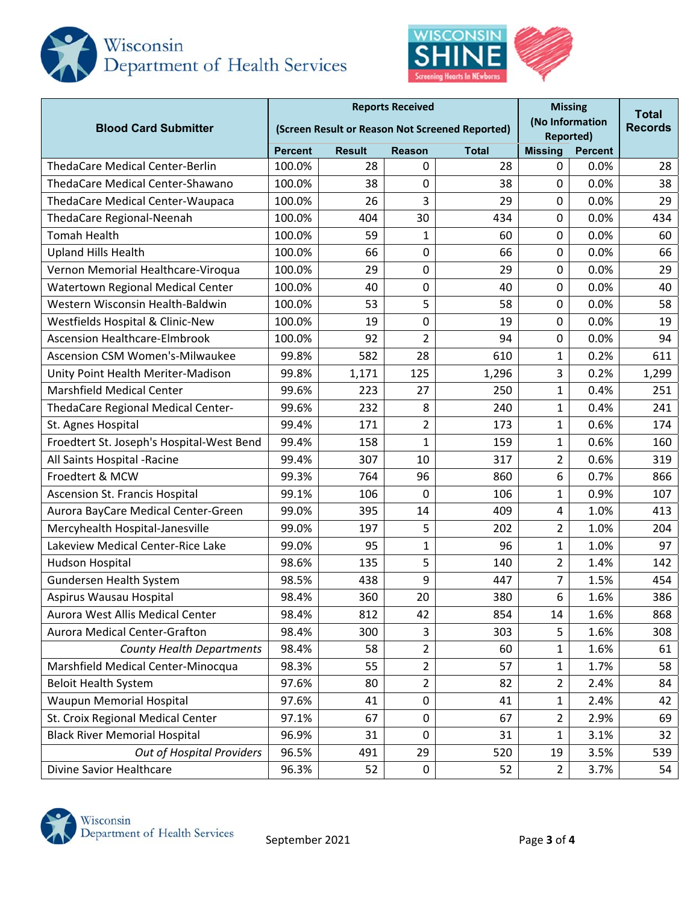| Blood Card Submitter | Reports Received (Screen Result or Reason Not Screened Reported) | | | | Missing (No Information Reported) | | Total Records |
|---|---|---|---|---|---|---|---|
| | Percent | Result | Reason | Total | Missing | Percent | |
| ThedaCare Medical Center-Berlin | 100.0% | 28 | 0 | 28 | 0 | 0.0% | 28 |
| ThedaCare Medical Center-Shawano | 100.0% | 38 | 0 | 38 | 0 | 0.0% | 38 |
| ThedaCare Medical Center-Waupaca | 100.0% | 26 | 3 | 29 | 0 | 0.0% | 29 |
| ThedaCare Regional-Neenah | 100.0% | 404 | 30 | 434 | 0 | 0.0% | 434 |
| Tomah Health | 100.0% | 59 | 1 | 60 | 0 | 0.0% | 60 |
| Upland Hills Health | 100.0% | 66 | 0 | 66 | 0 | 0.0% | 66 |
| Vernon Memorial Healthcare-Viroqua | 100.0% | 29 | 0 | 29 | 0 | 0.0% | 29 |
| Watertown Regional Medical Center | 100.0% | 40 | 0 | 40 | 0 | 0.0% | 40 |
| Western Wisconsin Health-Baldwin | 100.0% | 53 | 5 | 58 | 0 | 0.0% | 58 |
| Westfields Hospital & Clinic-New | 100.0% | 19 | 0 | 19 | 0 | 0.0% | 19 |
| Ascension Healthcare-Elmbrook | 100.0% | 92 | 2 | 94 | 0 | 0.0% | 94 |
| Ascension CSM Women's-Milwaukee | 99.8% | 582 | 28 | 610 | 1 | 0.2% | 611 |
| Unity Point Health Meriter-Madison | 99.8% | 1,171 | 125 | 1,296 | 3 | 0.2% | 1,299 |
| Marshfield Medical Center | 99.6% | 223 | 27 | 250 | 1 | 0.4% | 251 |
| ThedaCare Regional Medical Center- | 99.6% | 232 | 8 | 240 | 1 | 0.4% | 241 |
| St. Agnes Hospital | 99.4% | 171 | 2 | 173 | 1 | 0.6% | 174 |
| Froedtert St. Joseph's Hospital-West Bend | 99.4% | 158 | 1 | 159 | 1 | 0.6% | 160 |
| All Saints Hospital -Racine | 99.4% | 307 | 10 | 317 | 2 | 0.6% | 319 |
| Froedtert & MCW | 99.3% | 764 | 96 | 860 | 6 | 0.7% | 866 |
| Ascension St. Francis Hospital | 99.1% | 106 | 0 | 106 | 1 | 0.9% | 107 |
| Aurora BayCare Medical Center-Green | 99.0% | 395 | 14 | 409 | 4 | 1.0% | 413 |
| Mercyhealth Hospital-Janesville | 99.0% | 197 | 5 | 202 | 2 | 1.0% | 204 |
| Lakeview Medical Center-Rice Lake | 99.0% | 95 | 1 | 96 | 1 | 1.0% | 97 |
| Hudson Hospital | 98.6% | 135 | 5 | 140 | 2 | 1.4% | 142 |
| Gundersen Health System | 98.5% | 438 | 9 | 447 | 7 | 1.5% | 454 |
| Aspirus Wausau Hospital | 98.4% | 360 | 20 | 380 | 6 | 1.6% | 386 |
| Aurora West Allis Medical Center | 98.4% | 812 | 42 | 854 | 14 | 1.6% | 868 |
| Aurora Medical Center-Grafton | 98.4% | 300 | 3 | 303 | 5 | 1.6% | 308 |
| *County Health Departments* | 98.4% | 58 | 2 | 60 | 1 | 1.6% | 61 |
| Marshfield Medical Center-Minocqua | 98.3% | 55 | 2 | 57 | 1 | 1.7% | 58 |
| Beloit Health System | 97.6% | 80 | 2 | 82 | 2 | 2.4% | 84 |
| Waupun Memorial Hospital | 97.6% | 41 | 0 | 41 | 1 | 2.4% | 42 |
| St. Croix Regional Medical Center | 97.1% | 67 | 0 | 67 | 2 | 2.9% | 69 |
| Black River Memorial Hospital | 96.9% | 31 | 0 | 31 | 1 | 3.1% | 32 |
| *Out of Hospital Providers* | 96.5% | 491 | 29 | 520 | 19 | 3.5% | 539 |
| Divine Savior Healthcare | 96.3% | 52 | 0 | 52 | 2 | 3.7% | 54 |

September 2021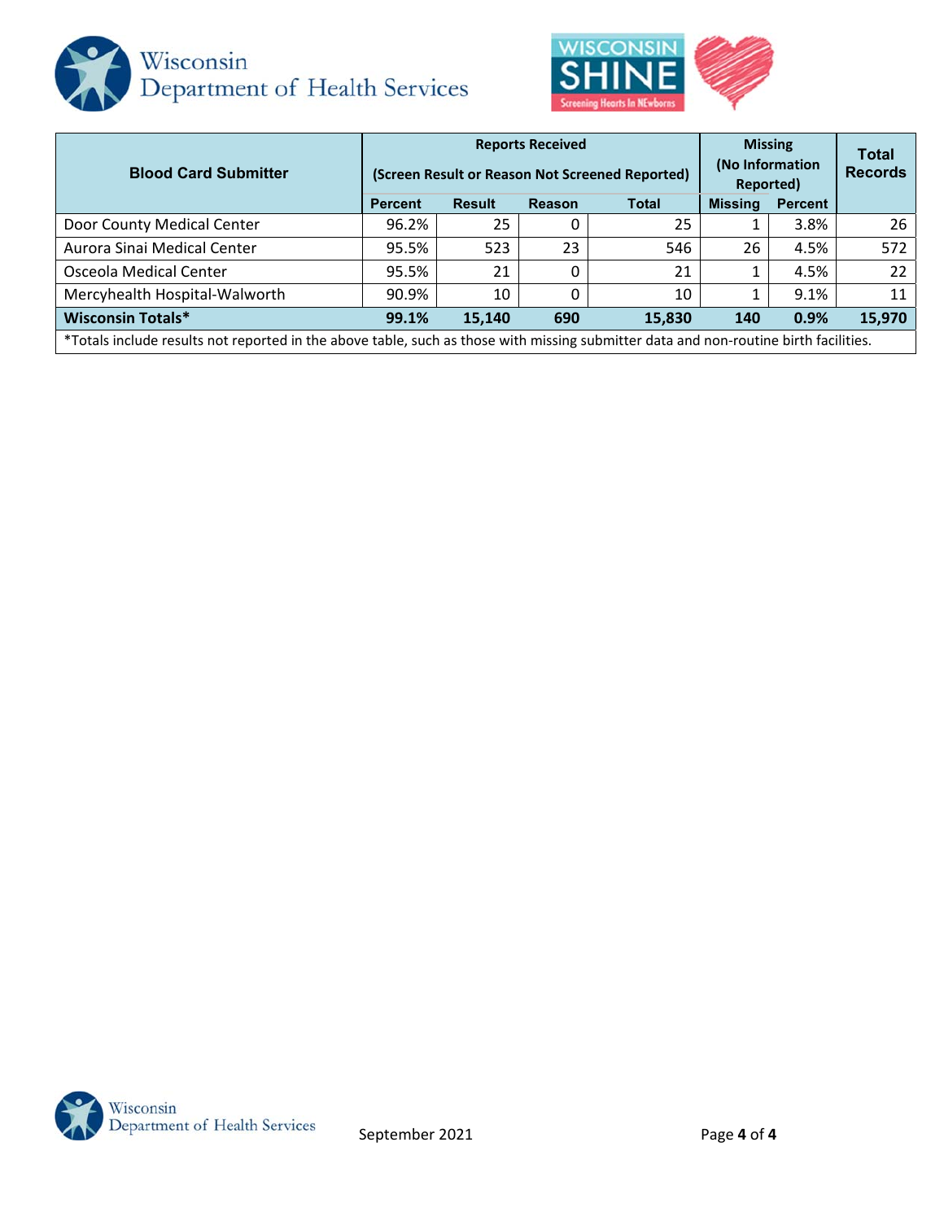| Blood Card Submitter | Reports Received (Screen Result or Reason Not Screened Reported) | | | | Missing (No Information Reported) | | Total Records |
|---|---|---|---|---|---|---|---|
| | Percent | Result | Reason | Total | Missing | Percent | |
| Door County Medical Center | 96.2% | 25 | 0 | 25 | 1 | 3.8% | 26 |
| Aurora Sinai Medical Center | 95.5% | 523 | 23 | 546 | 26 | 4.5% | 572 |
| Osceola Medical Center | 95.5% | 21 | 0 | 21 | 1 | 4.5% | 22 |
| Mercyhealth Hospital-Walworth | 90.9% | 10 | 0 | 10 | 1 | 9.1% | 11 |
| **Wisconsin Totals*** | **99.1%** | **15,140** | **690** | **15,830** | **140** | **0.9%** | **15,970** |

*Totals include results not reported in the above table, such as those with missing submitter data and non-routine birth facilities.